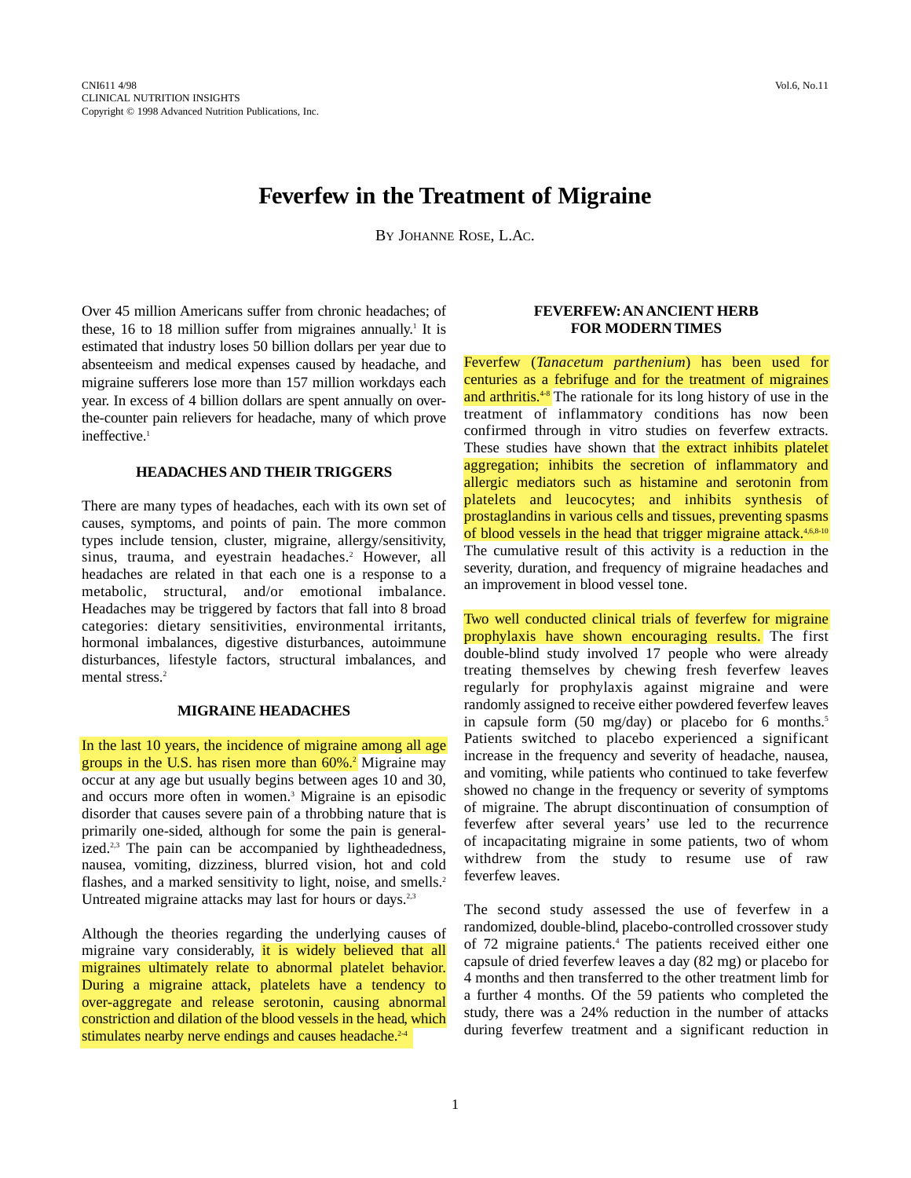CNI611 4/98
CLINICAL NUTRITION INSIGHTS
Copyright © 1998 Advanced Nutrition Publications, Inc.

# Feverfew in the Treatment of Migraine

BY JOHANNE ROSE, L.AC.

Over 45 million Americans suffer from chronic headaches; of these, 16 to 18 million suffer from migraines annually.[1] It is estimated that industry loses 50 billion dollars per year due to absenteeism and medical expenses caused by headache, and migraine sufferers lose more than 157 million workdays each year. In excess of 4 billion dollars are spent annually on over-the-counter pain relievers for headache, many of which prove ineffective.[1]

## HEADACHES AND THEIR TRIGGERS

There are many types of headaches, each with its own set of causes, symptoms, and points of pain. The more common types include tension, cluster, migraine, allergy/sensitivity, sinus, trauma, and eyestrain headaches.[2] However, all headaches are related in that each one is a response to a metabolic, structural, and/or emotional imbalance. Headaches may be triggered by factors that fall into 8 broad categories: dietary sensitivities, environmental irritants, hormonal imbalances, digestive disturbances, autoimmune disturbances, lifestyle factors, structural imbalances, and mental stress.[2]

## MIGRAINE HEADACHES

In the last 10 years, the incidence of migraine among all age groups in the U.S. has risen more than 60%.[2] Migraine may occur at any age but usually begins between ages 10 and 30, and occurs more often in women.[3] Migraine is an episodic disorder that causes severe pain of a throbbing nature that is primarily one-sided, although for some the pain is generalized.[2,3] The pain can be accompanied by lightheadedness, nausea, vomiting, dizziness, blurred vision, hot and cold flashes, and a marked sensitivity to light, noise, and smells.[2] Untreated migraine attacks may last for hours or days.[2,3]

Although the theories regarding the underlying causes of migraine vary considerably, it is widely believed that all migraines ultimately relate to abnormal platelet behavior. During a migraine attack, platelets have a tendency to over-aggregate and release serotonin, causing abnormal constriction and dilation of the blood vessels in the head, which stimulates nearby nerve endings and causes headache.[2-4]

## FEVERFEW: AN ANCIENT HERB FOR MODERN TIMES

Feverfew (*Tanacetum parthenium*) has been used for centuries as a febrifuge and for the treatment of migraines and arthritis.[4-8] The rationale for its long history of use in the treatment of inflammatory conditions has now been confirmed through in vitro studies on feverfew extracts. These studies have shown that the extract inhibits platelet aggregation; inhibits the secretion of inflammatory and allergic mediators such as histamine and serotonin from platelets and leucocytes; and inhibits synthesis of prostaglandins in various cells and tissues, preventing spasms of blood vessels in the head that trigger migraine attack.[4,6,8-10] The cumulative result of this activity is a reduction in the severity, duration, and frequency of migraine headaches and an improvement in blood vessel tone.

Two well conducted clinical trials of feverfew for migraine prophylaxis have shown encouraging results. The first double-blind study involved 17 people who were already treating themselves by chewing fresh feverfew leaves regularly for prophylaxis against migraine and were randomly assigned to receive either powdered feverfew leaves in capsule form (50 mg/day) or placebo for 6 months.[5] Patients switched to placebo experienced a significant increase in the frequency and severity of headache, nausea, and vomiting, while patients who continued to take feverfew showed no change in the frequency or severity of symptoms of migraine. The abrupt discontinuation of consumption of feverfew after several years' use led to the recurrence of incapacitating migraine in some patients, two of whom withdrew from the study to resume use of raw feverfew leaves.

The second study assessed the use of feverfew in a randomized, double-blind, placebo-controlled crossover study of 72 migraine patients.[4] The patients received either one capsule of dried feverfew leaves a day (82 mg) or placebo for 4 months and then transferred to the other treatment limb for a further 4 months. Of the 59 patients who completed the study, there was a 24% reduction in the number of attacks during feverfew treatment and a significant reduction in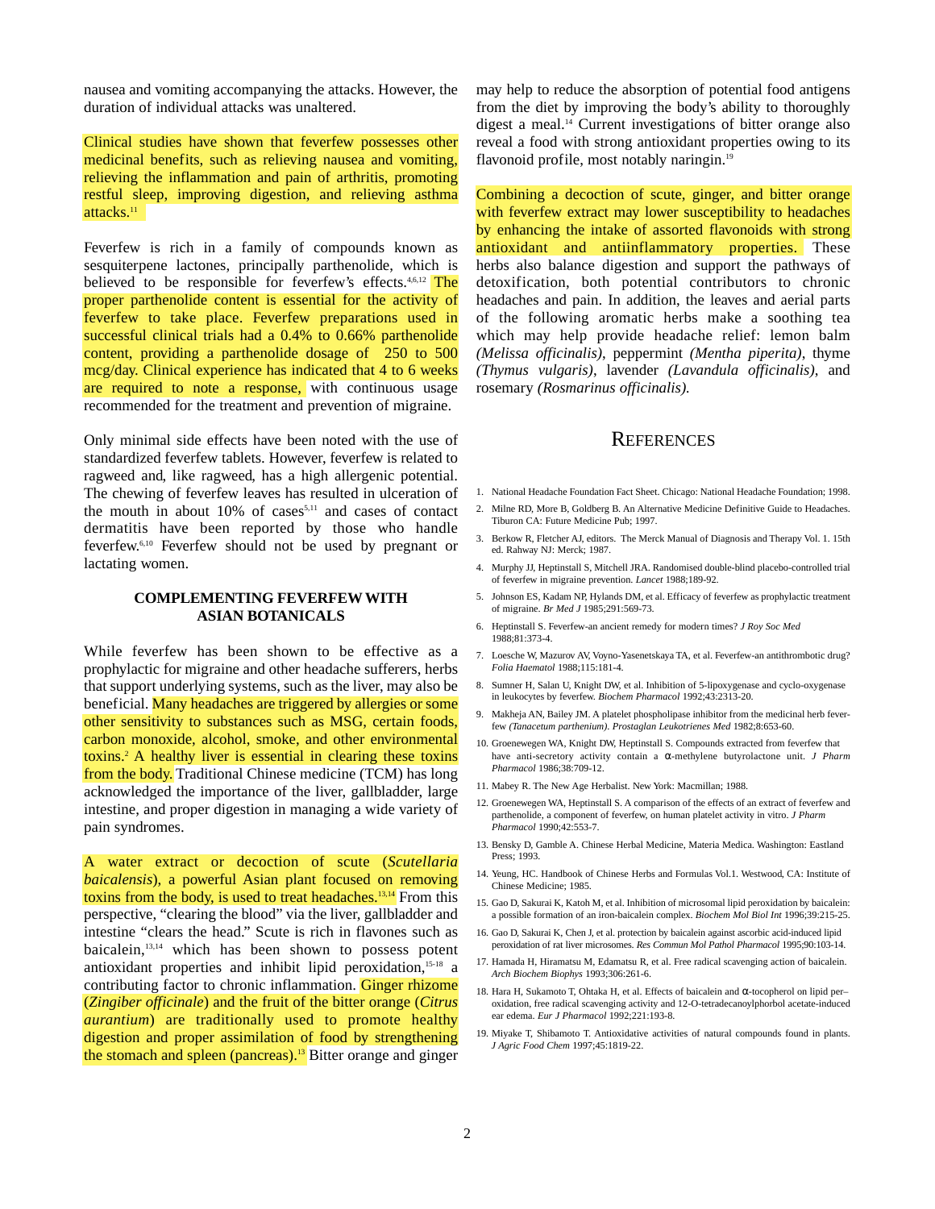nausea and vomiting accompanying the attacks. However, the duration of individual attacks was unaltered.

Clinical studies have shown that feverfew possesses other medicinal benefits, such as relieving nausea and vomiting, relieving the inflammation and pain of arthritis, promoting restful sleep, improving digestion, and relieving asthma attacks.[11]

Feverfew is rich in a family of compounds known as sesquiterpene lactones, principally parthenolide, which is believed to be responsible for feverfew's effects.[4,6,12] The proper parthenolide content is essential for the activity of feverfew to take place. Feverfew preparations used in successful clinical trials had a 0.4% to 0.66% parthenolide content, providing a parthenolide dosage of 250 to 500 mcg/day. Clinical experience has indicated that 4 to 6 weeks are required to note a response, with continuous usage recommended for the treatment and prevention of migraine.

Only minimal side effects have been noted with the use of standardized feverfew tablets. However, feverfew is related to ragweed and, like ragweed, has a high allergenic potential. The chewing of feverfew leaves has resulted in ulceration of the mouth in about 10% of cases[5,11] and cases of contact dermatitis have been reported by those who handle feverfew.[6,10] Feverfew should not be used by pregnant or lactating women.

## COMPLEMENTING FEVERFEW WITH ASIAN BOTANICALS

While feverfew has been shown to be effective as a prophylactic for migraine and other headache sufferers, herbs that support underlying systems, such as the liver, may also be beneficial. Many headaches are triggered by allergies or some other sensitivity to substances such as MSG, certain foods, carbon monoxide, alcohol, smoke, and other environmental toxins.[2] A healthy liver is essential in clearing these toxins from the body. Traditional Chinese medicine (TCM) has long acknowledged the importance of the liver, gallbladder, large intestine, and proper digestion in managing a wide variety of pain syndromes.

A water extract or decoction of scute (*Scutellaria baicalensis*), a powerful Asian plant focused on removing toxins from the body, is used to treat headaches.[13,14] From this perspective, "clearing the blood" via the liver, gallbladder and intestine "clears the head." Scute is rich in flavones such as baicalein,[13,14] which has been shown to possess potent antioxidant properties and inhibit lipid peroxidation,[15-18] a contributing factor to chronic inflammation. Ginger rhizome (*Zingiber officinale*) and the fruit of the bitter orange (*Citrus aurantium*) are traditionally used to promote healthy digestion and proper assimilation of food by strengthening the stomach and spleen (pancreas).[13] Bitter orange and ginger may help to reduce the absorption of potential food antigens from the diet by improving the body's ability to thoroughly digest a meal.[14] Current investigations of bitter orange also reveal a food with strong antioxidant properties owing to its flavonoid profile, most notably naringin.[19]

Combining a decoction of scute, ginger, and bitter orange with feverfew extract may lower susceptibility to headaches by enhancing the intake of assorted flavonoids with strong antioxidant and antiinflammatory properties. These herbs also balance digestion and support the pathways of detoxification, both potential contributors to chronic headaches and pain. In addition, the leaves and aerial parts of the following aromatic herbs make a soothing tea which may help provide headache relief: lemon balm *(Melissa officinalis)*, peppermint *(Mentha piperita)*, thyme *(Thymus vulgaris)*, lavender *(Lavandula officinalis)*, and rosemary *(Rosmarinus officinalis).*

## REFERENCES

1. National Headache Foundation Fact Sheet. Chicago: National Headache Foundation; 1998.
2. Milne RD, More B, Goldberg B. An Alternative Medicine Definitive Guide to Headaches. Tiburon CA: Future Medicine Pub; 1997.
3. Berkow R, Fletcher AJ, editors. The Merck Manual of Diagnosis and Therapy Vol. 1. 15th ed. Rahway NJ: Merck; 1987.
4. Murphy JJ, Heptinstall S, Mitchell JRA. Randomised double-blind placebo-controlled trial of feverfew in migraine prevention. *Lancet* 1988;189-92.
5. Johnson ES, Kadam NP, Hylands DM, et al. Efficacy of feverfew as prophylactic treatment of migraine. *Br Med J* 1985;291:569-73.
6. Heptinstall S. Feverfew-an ancient remedy for modern times? *J Roy Soc Med* 1988;81:373-4.
7. Loesche W, Mazurov AV, Voyno-Yasenetskaya TA, et al. Feverfew-an antithrombotic drug? *Folia Haematol* 1988;115:181-4.
8. Sumner H, Salan U, Knight DW, et al. Inhibition of 5-lipoxygenase and cyclo-oxygenase in leukocytes by feverfew. *Biochem Pharmacol* 1992;43:2313-20.
9. Makheja AN, Bailey JM. A platelet phospholipase inhibitor from the medicinal herb feverfew *(Tanacetum parthenium)*. *Prostaglan Leukotrienes Med* 1982;8:653-60.
10. Groenewegen WA, Knight DW, Heptinstall S. Compounds extracted from feverfew that have anti-secretory activity contain a α-methylene butyrolactone unit. *J Pharm Pharmacol* 1986;38:709-12.
11. Mabey R. The New Age Herbalist. New York: Macmillan; 1988.
12. Groenewegen WA, Heptinstall S. A comparison of the effects of an extract of feverfew and parthenolide, a component of feverfew, on human platelet activity in vitro. *J Pharm Pharmacol* 1990;42:553-7.
13. Bensky D, Gamble A. Chinese Herbal Medicine, Materia Medica. Washington: Eastland Press; 1993.
14. Yeung, HC. Handbook of Chinese Herbs and Formulas Vol.1. Westwood, CA: Institute of Chinese Medicine; 1985.
15. Gao D, Sakurai K, Katoh M, et al. Inhibition of microsomal lipid peroxidation by baicalein: a possible formation of an iron-baicalein complex. *Biochem Mol Biol Int* 1996;39:215-25.
16. Gao D, Sakurai K, Chen J, et al. protection by baicalein against ascorbic acid-induced lipid peroxidation of rat liver microsomes. *Res Commun Mol Pathol Pharmacol* 1995;90:103-14.
17. Hamada H, Hiramatsu M, Edamatsu R, et al. Free radical scavenging action of baicalein. *Arch Biochem Biophys* 1993;306:261-6.
18. Hara H, Sukamoto T, Ohtaka H, et al. Effects of baicalein and α-tocopherol on lipid per–oxidation, free radical scavenging activity and 12-O-tetradecanoylphorbol acetate-induced ear edema. *Eur J Pharmacol* 1992;221:193-8.
19. Miyake T, Shibamoto T. Antioxidative activities of natural compounds found in plants. *J Agric Food Chem* 1997;45:1819-22.